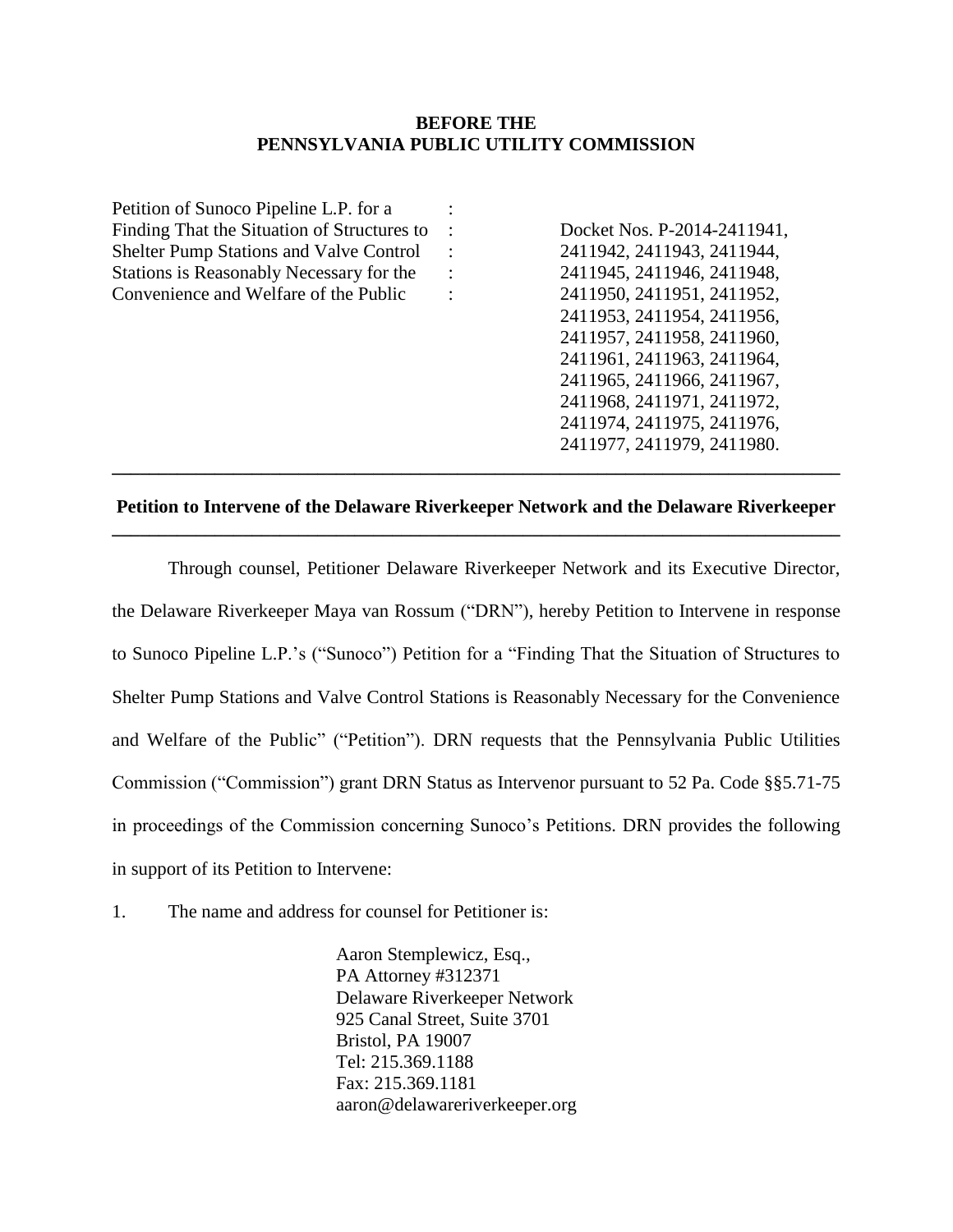**BEFORE THE**
**PENNSYLVANIA PUBLIC UTILITY COMMISSION**

| | | |
|---|---|---|
| Petition of Sunoco Pipeline L.P. for a Finding That the Situation of Structures to Shelter Pump Stations and Valve Control Stations is Reasonably Necessary for the Convenience and Welfare of the Public | : : : : : | Docket Nos. P-2014-2411941, 2411942, 2411943, 2411944, 2411945, 2411946, 2411948, 2411950, 2411951, 2411952, 2411953, 2411954, 2411956, 2411957, 2411958, 2411960, 2411961, 2411963, 2411964, 2411965, 2411966, 2411967, 2411968, 2411971, 2411972, 2411974, 2411975, 2411976, 2411977, 2411979, 2411980. |

---

**Petition to Intervene of the Delaware Riverkeeper Network and the Delaware Riverkeeper**

---

Through counsel, Petitioner Delaware Riverkeeper Network and its Executive Director, the Delaware Riverkeeper Maya van Rossum ("DRN"), hereby Petition to Intervene in response to Sunoco Pipeline L.P.'s ("Sunoco") Petition for a "Finding That the Situation of Structures to Shelter Pump Stations and Valve Control Stations is Reasonably Necessary for the Convenience and Welfare of the Public" ("Petition"). DRN requests that the Pennsylvania Public Utilities Commission ("Commission") grant DRN Status as Intervenor pursuant to 52 Pa. Code §§5.71-75 in proceedings of the Commission concerning Sunoco's Petitions. DRN provides the following in support of its Petition to Intervene:

1. The name and address for counsel for Petitioner is:

   Aaron Stemplewicz, Esq.,
   PA Attorney #312371
   Delaware Riverkeeper Network
   925 Canal Street, Suite 3701
   Bristol, PA 19007
   Tel: 215.369.1188
   Fax: 215.369.1181
   aaron@delawareriverkeeper.org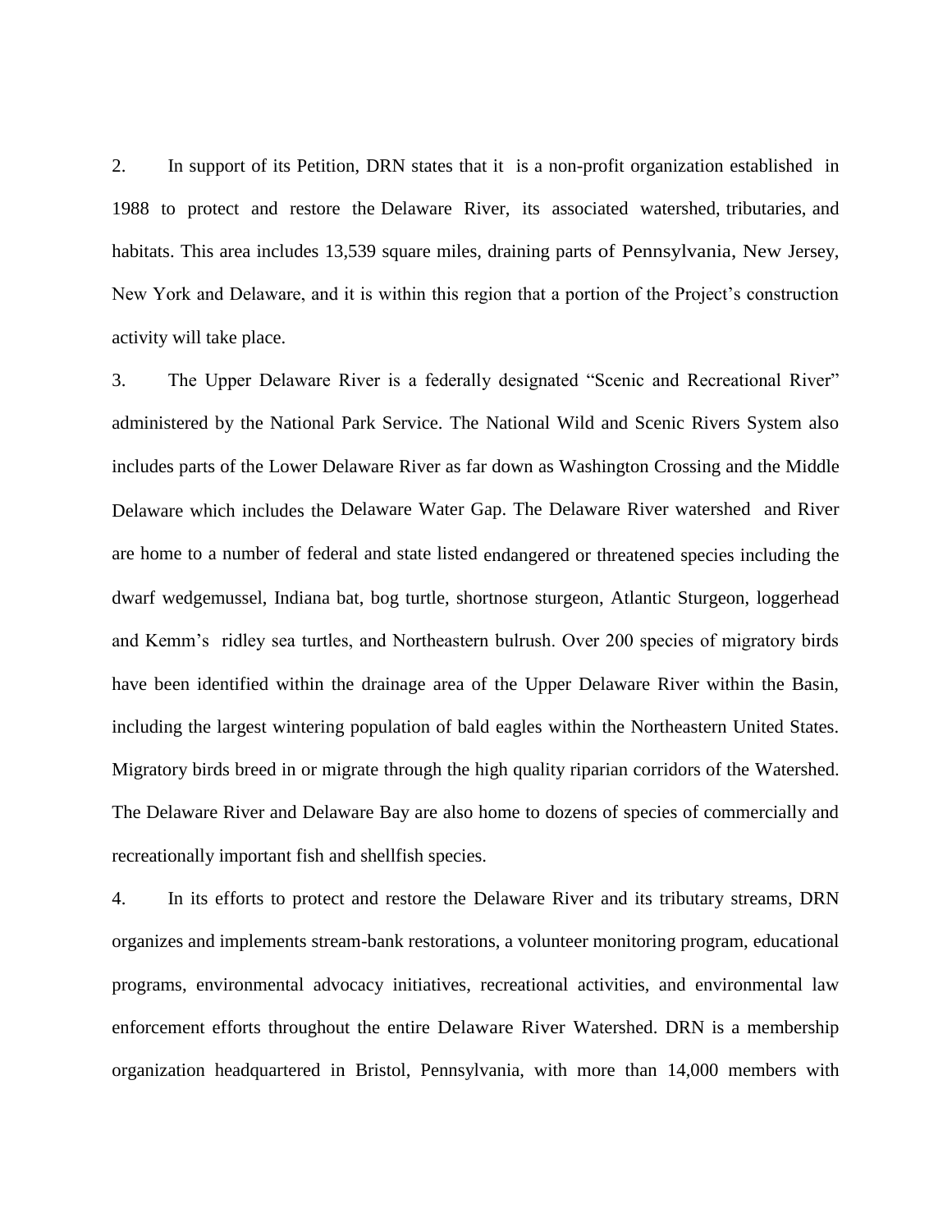2. In support of its Petition, DRN states that it is a non-profit organization established in 1988 to protect and restore the Delaware River, its associated watershed, tributaries, and habitats. This area includes 13,539 square miles, draining parts of Pennsylvania, New Jersey, New York and Delaware, and it is within this region that a portion of the Project's construction activity will take place.

3. The Upper Delaware River is a federally designated "Scenic and Recreational River" administered by the National Park Service. The National Wild and Scenic Rivers System also includes parts of the Lower Delaware River as far down as Washington Crossing and the Middle Delaware which includes the Delaware Water Gap. The Delaware River watershed and River are home to a number of federal and state listed endangered or threatened species including the dwarf wedgemussel, Indiana bat, bog turtle, shortnose sturgeon, Atlantic Sturgeon, loggerhead and Kemm's ridley sea turtles, and Northeastern bulrush. Over 200 species of migratory birds have been identified within the drainage area of the Upper Delaware River within the Basin, including the largest wintering population of bald eagles within the Northeastern United States. Migratory birds breed in or migrate through the high quality riparian corridors of the Watershed. The Delaware River and Delaware Bay are also home to dozens of species of commercially and recreationally important fish and shellfish species.

4. In its efforts to protect and restore the Delaware River and its tributary streams, DRN organizes and implements stream-bank restorations, a volunteer monitoring program, educational programs, environmental advocacy initiatives, recreational activities, and environmental law enforcement efforts throughout the entire Delaware River Watershed. DRN is a membership organization headquartered in Bristol, Pennsylvania, with more than 14,000 members with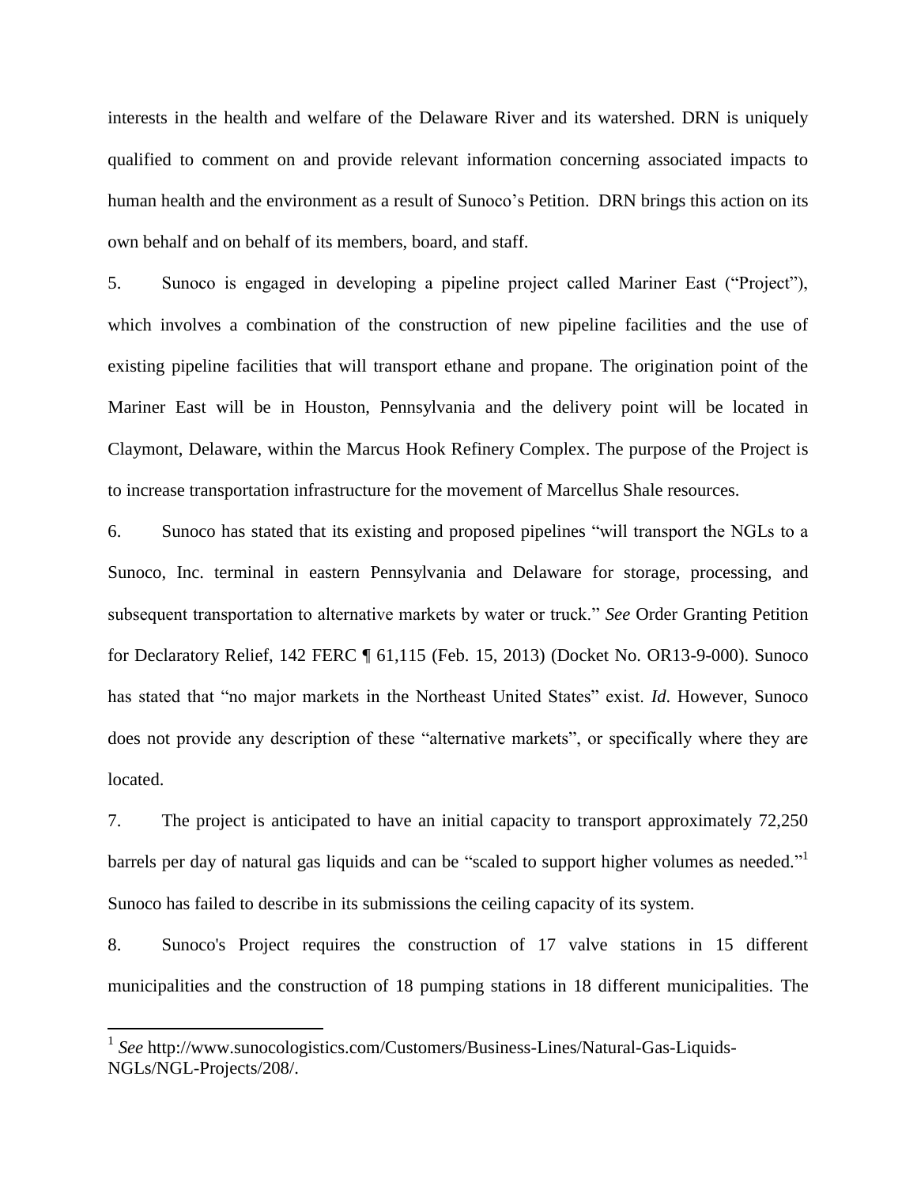interests in the health and welfare of the Delaware River and its watershed. DRN is uniquely qualified to comment on and provide relevant information concerning associated impacts to human health and the environment as a result of Sunoco's Petition. DRN brings this action on its own behalf and on behalf of its members, board, and staff.

5. Sunoco is engaged in developing a pipeline project called Mariner East ("Project"), which involves a combination of the construction of new pipeline facilities and the use of existing pipeline facilities that will transport ethane and propane. The origination point of the Mariner East will be in Houston, Pennsylvania and the delivery point will be located in Claymont, Delaware, within the Marcus Hook Refinery Complex. The purpose of the Project is to increase transportation infrastructure for the movement of Marcellus Shale resources.

6. Sunoco has stated that its existing and proposed pipelines "will transport the NGLs to a Sunoco, Inc. terminal in eastern Pennsylvania and Delaware for storage, processing, and subsequent transportation to alternative markets by water or truck." *See* Order Granting Petition for Declaratory Relief, 142 FERC ¶ 61,115 (Feb. 15, 2013) (Docket No. OR13-9-000). Sunoco has stated that "no major markets in the Northeast United States" exist. *Id*. However, Sunoco does not provide any description of these "alternative markets", or specifically where they are located.

7. The project is anticipated to have an initial capacity to transport approximately 72,250 barrels per day of natural gas liquids and can be "scaled to support higher volumes as needed."[1] Sunoco has failed to describe in its submissions the ceiling capacity of its system.

8. Sunoco's Project requires the construction of 17 valve stations in 15 different municipalities and the construction of 18 pumping stations in 18 different municipalities. The

[1] *See* http://www.sunocologistics.com/Customers/Business-Lines/Natural-Gas-Liquids-NGLs/NGL-Projects/208/.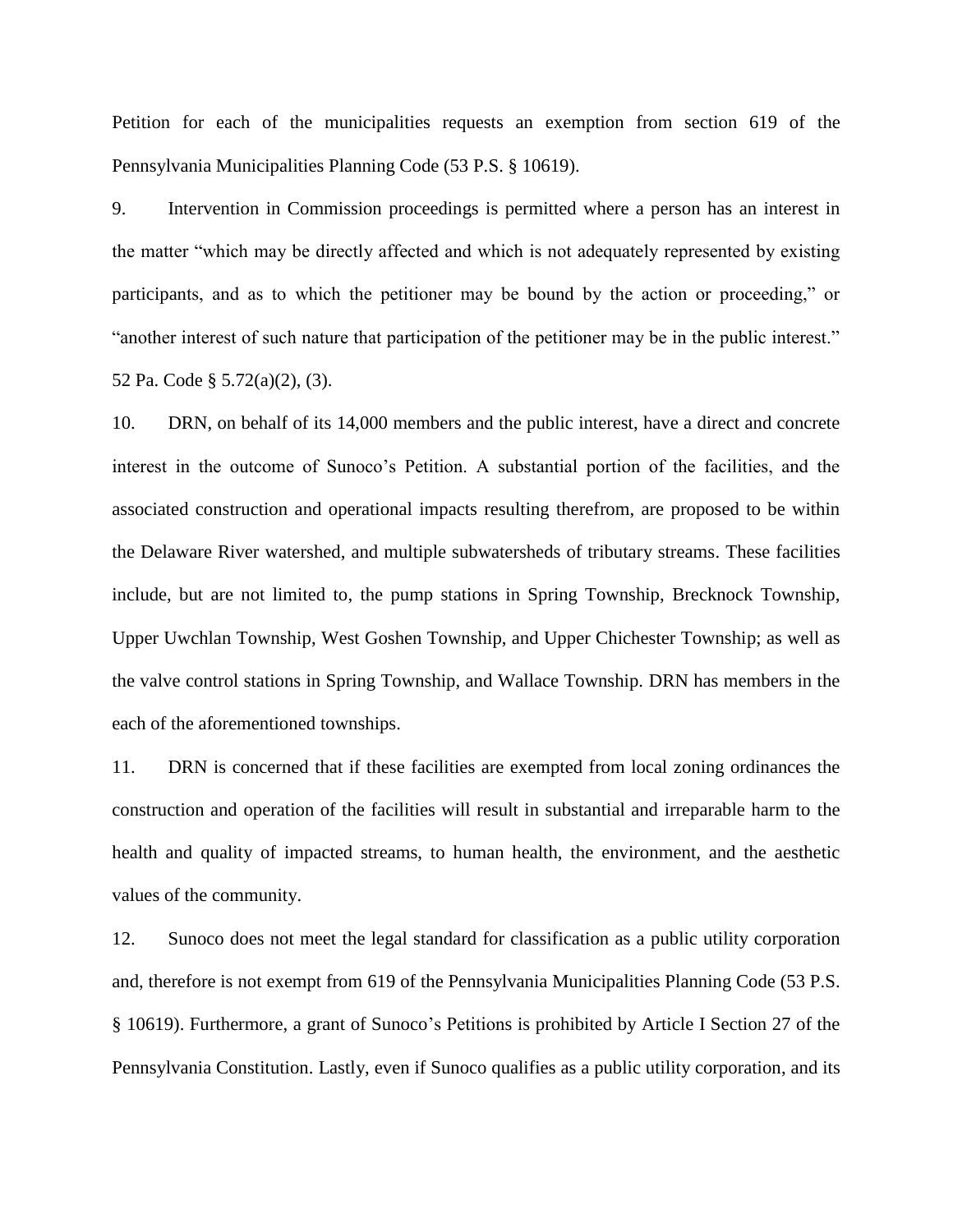Petition for each of the municipalities requests an exemption from section 619 of the Pennsylvania Municipalities Planning Code (53 P.S. § 10619).

9. Intervention in Commission proceedings is permitted where a person has an interest in the matter "which may be directly affected and which is not adequately represented by existing participants, and as to which the petitioner may be bound by the action or proceeding," or "another interest of such nature that participation of the petitioner may be in the public interest." 52 Pa. Code § 5.72(a)(2), (3).

10. DRN, on behalf of its 14,000 members and the public interest, have a direct and concrete interest in the outcome of Sunoco's Petition. A substantial portion of the facilities, and the associated construction and operational impacts resulting therefrom, are proposed to be within the Delaware River watershed, and multiple subwatersheds of tributary streams. These facilities include, but are not limited to, the pump stations in Spring Township, Brecknock Township, Upper Uwchlan Township, West Goshen Township, and Upper Chichester Township; as well as the valve control stations in Spring Township, and Wallace Township. DRN has members in the each of the aforementioned townships.

11. DRN is concerned that if these facilities are exempted from local zoning ordinances the construction and operation of the facilities will result in substantial and irreparable harm to the health and quality of impacted streams, to human health, the environment, and the aesthetic values of the community.

12. Sunoco does not meet the legal standard for classification as a public utility corporation and, therefore is not exempt from 619 of the Pennsylvania Municipalities Planning Code (53 P.S. § 10619). Furthermore, a grant of Sunoco's Petitions is prohibited by Article I Section 27 of the Pennsylvania Constitution. Lastly, even if Sunoco qualifies as a public utility corporation, and its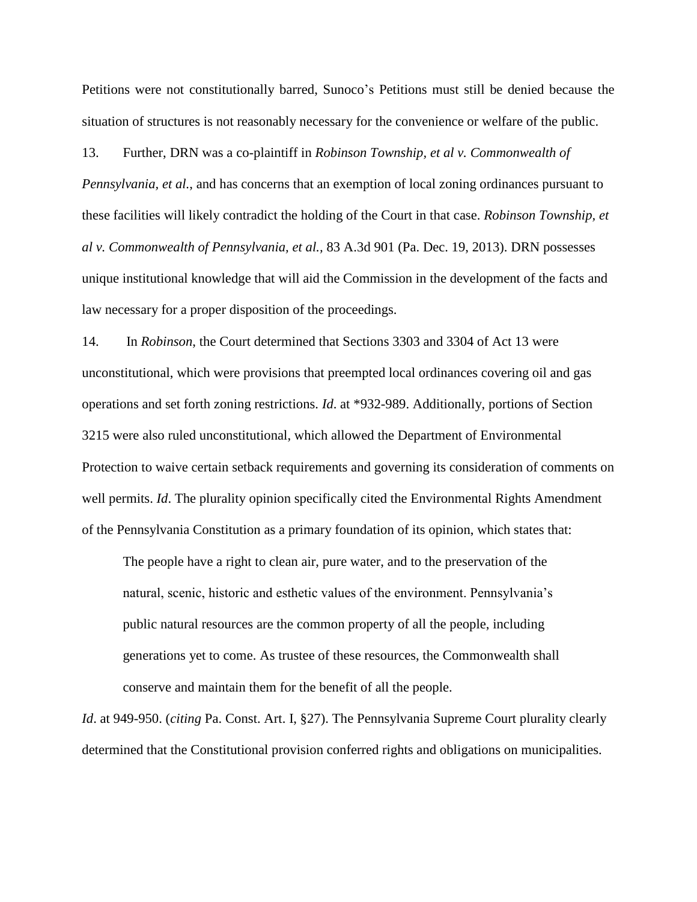Petitions were not constitutionally barred, Sunoco's Petitions must still be denied because the situation of structures is not reasonably necessary for the convenience or welfare of the public.

13. Further, DRN was a co-plaintiff in *Robinson Township, et al v. Commonwealth of Pennsylvania, et al.*, and has concerns that an exemption of local zoning ordinances pursuant to these facilities will likely contradict the holding of the Court in that case. *Robinson Township, et al v. Commonwealth of Pennsylvania, et al.*, 83 A.3d 901 (Pa. Dec. 19, 2013). DRN possesses unique institutional knowledge that will aid the Commission in the development of the facts and law necessary for a proper disposition of the proceedings.

14. In *Robinson*, the Court determined that Sections 3303 and 3304 of Act 13 were unconstitutional, which were provisions that preempted local ordinances covering oil and gas operations and set forth zoning restrictions. *Id*. at *932-989. Additionally, portions of Section 3215 were also ruled unconstitutional, which allowed the Department of Environmental Protection to waive certain setback requirements and governing its consideration of comments on well permits. *Id*. The plurality opinion specifically cited the Environmental Rights Amendment of the Pennsylvania Constitution as a primary foundation of its opinion, which states that:

> The people have a right to clean air, pure water, and to the preservation of the natural, scenic, historic and esthetic values of the environment. Pennsylvania's public natural resources are the common property of all the people, including generations yet to come. As trustee of these resources, the Commonwealth shall conserve and maintain them for the benefit of all the people.

*Id*. at 949-950. (*citing* Pa. Const. Art. I, §27). The Pennsylvania Supreme Court plurality clearly determined that the Constitutional provision conferred rights and obligations on municipalities.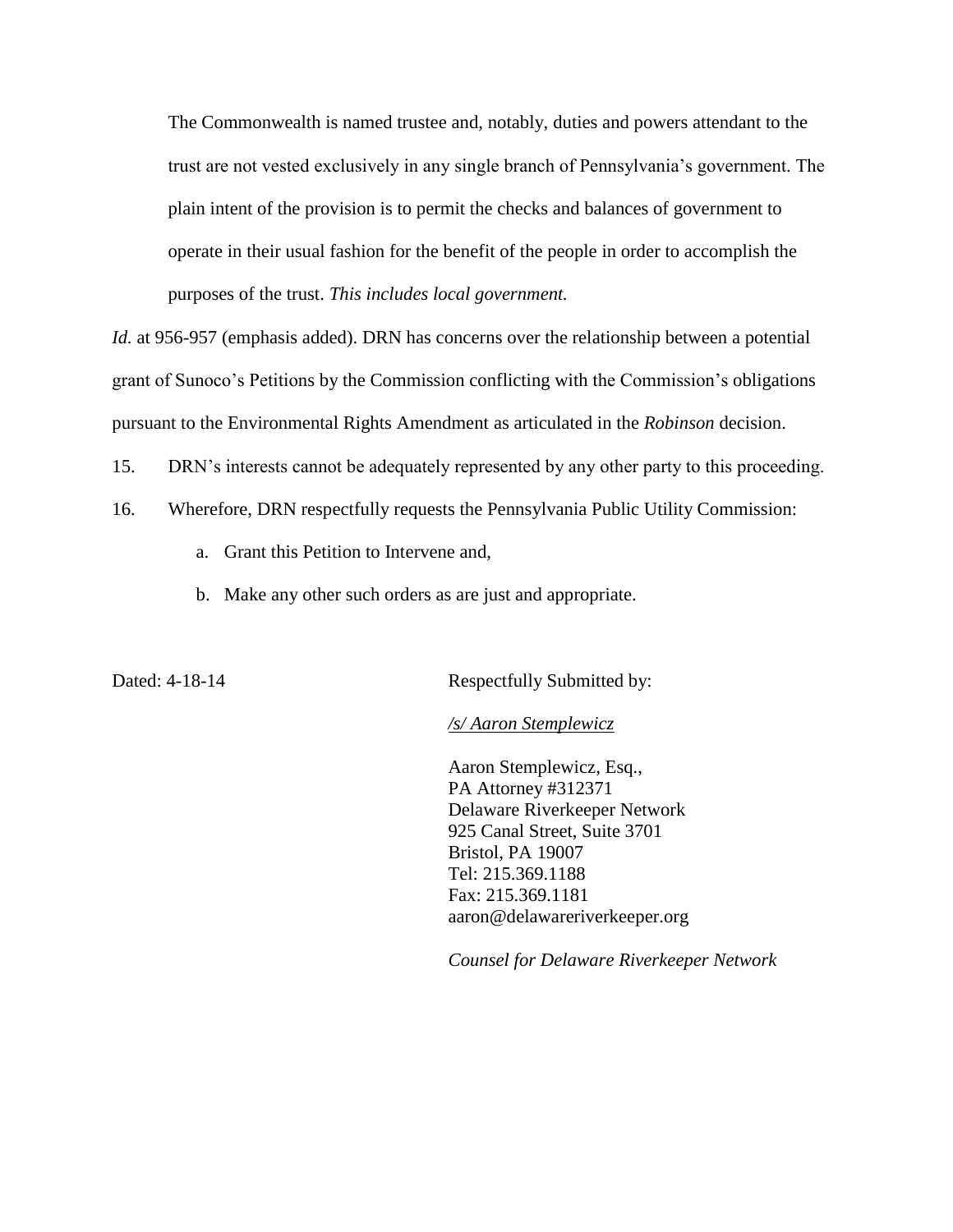> The Commonwealth is named trustee and, notably, duties and powers attendant to the trust are not vested exclusively in any single branch of Pennsylvania's government. The plain intent of the provision is to permit the checks and balances of government to operate in their usual fashion for the benefit of the people in order to accomplish the purposes of the trust. *This includes local government.*

*Id.* at 956-957 (emphasis added). DRN has concerns over the relationship between a potential grant of Sunoco's Petitions by the Commission conflicting with the Commission's obligations pursuant to the Environmental Rights Amendment as articulated in the *Robinson* decision.

15. DRN's interests cannot be adequately represented by any other party to this proceeding.

16. Wherefore, DRN respectfully requests the Pennsylvania Public Utility Commission:

    a. Grant this Petition to Intervene and,

    b. Make any other such orders as are just and appropriate.

Dated: 4-18-14

Respectfully Submitted by:

*/s/ Aaron Stemplewicz*

Aaron Stemplewicz, Esq.,
PA Attorney #312371
Delaware Riverkeeper Network
925 Canal Street, Suite 3701
Bristol, PA 19007
Tel: 215.369.1188
Fax: 215.369.1181
aaron@delawareriverkeeper.org

*Counsel for Delaware Riverkeeper Network*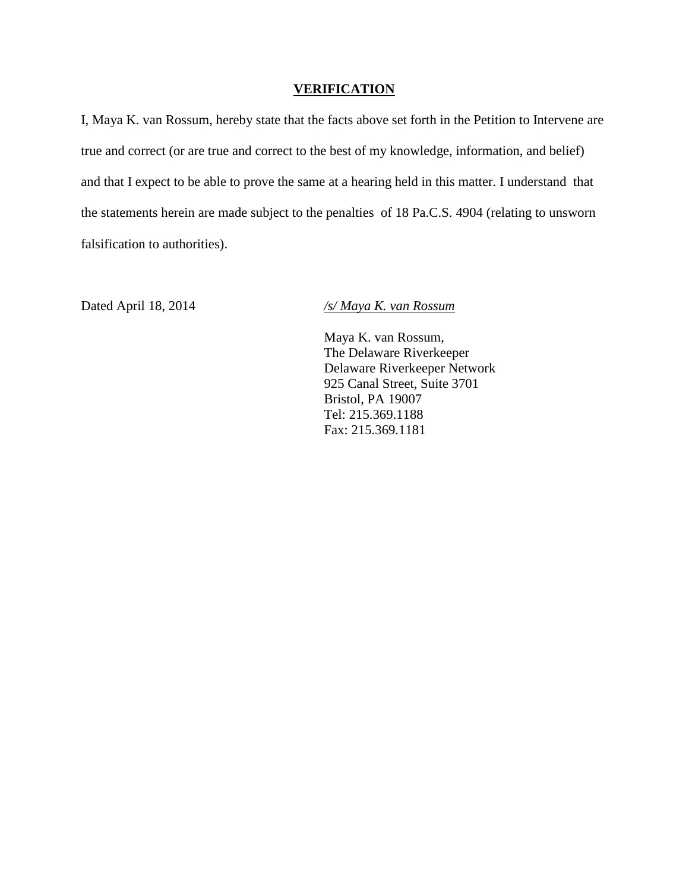## VERIFICATION

I, Maya K. van Rossum, hereby state that the facts above set forth in the Petition to Intervene are true and correct (or are true and correct to the best of my knowledge, information, and belief) and that I expect to be able to prove the same at a hearing held in this matter. I understand that the statements herein are made subject to the penalties of 18 Pa.C.S. 4904 (relating to unsworn falsification to authorities).

Dated April 18, 2014

*/s/ Maya K. van Rossum*

Maya K. van Rossum,
The Delaware Riverkeeper
Delaware Riverkeeper Network
925 Canal Street, Suite 3701
Bristol, PA 19007
Tel: 215.369.1188
Fax: 215.369.1181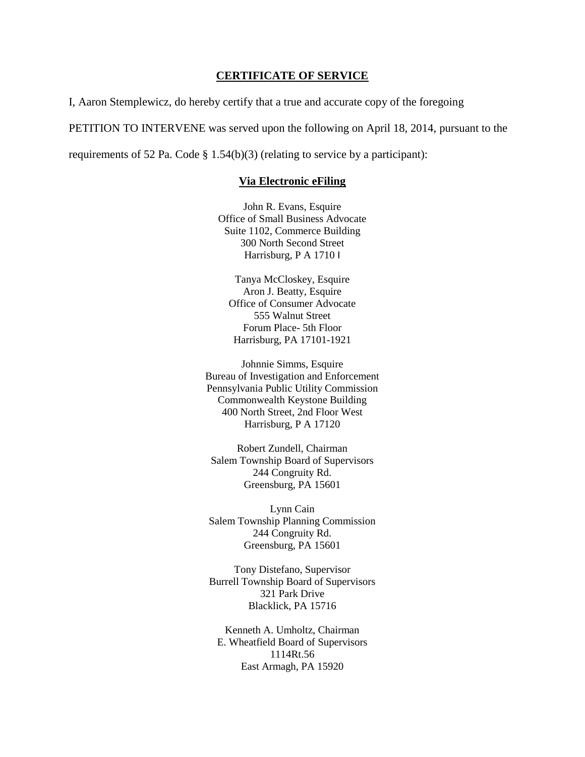**CERTIFICATE OF SERVICE**

I, Aaron Stemplewicz, do hereby certify that a true and accurate copy of the foregoing PETITION TO INTERVENE was served upon the following on April 18, 2014, pursuant to the requirements of 52 Pa. Code § 1.54(b)(3) (relating to service by a participant):

**Via Electronic eFiling**

John R. Evans, Esquire  
Office of Small Business Advocate  
Suite 1102, Commerce Building  
300 North Second Street  
Harrisburg, P A 1710 l

Tanya McCloskey, Esquire  
Aron J. Beatty, Esquire  
Office of Consumer Advocate  
555 Walnut Street  
Forum Place- 5th Floor  
Harrisburg, PA 17101-1921

Johnnie Simms, Esquire  
Bureau of Investigation and Enforcement  
Pennsylvania Public Utility Commission  
Commonwealth Keystone Building  
400 North Street, 2nd Floor West  
Harrisburg, P A 17120

Robert Zundell, Chairman  
Salem Township Board of Supervisors  
244 Congruity Rd.  
Greensburg, PA 15601

Lynn Cain  
Salem Township Planning Commission  
244 Congruity Rd.  
Greensburg, PA 15601

Tony Distefano, Supervisor  
Burrell Township Board of Supervisors  
321 Park Drive  
Blacklick, PA 15716

Kenneth A. Umholtz, Chairman  
E. Wheatfield Board of Supervisors  
1114Rt.56  
East Armagh, PA 15920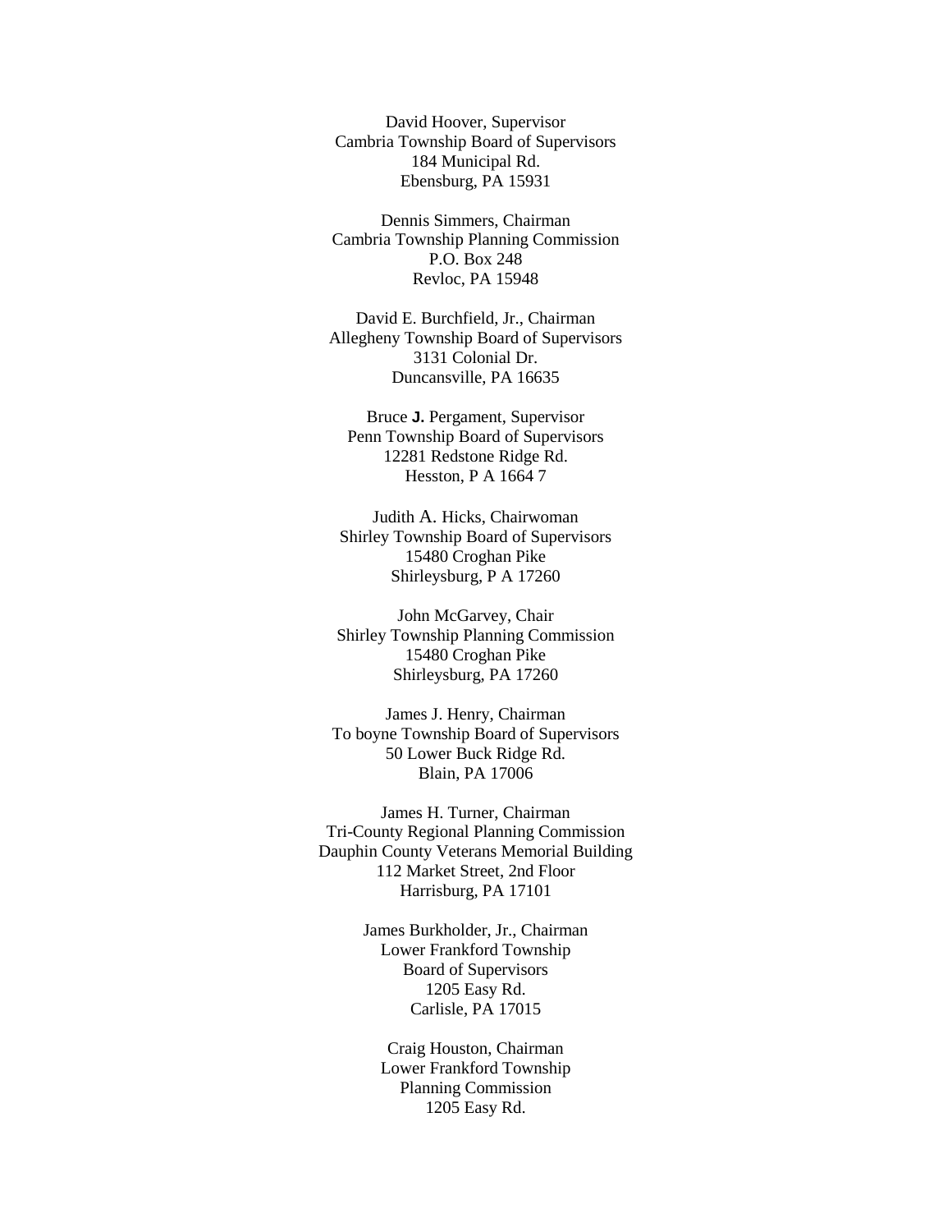David Hoover, Supervisor
Cambria Township Board of Supervisors
184 Municipal Rd.
Ebensburg, PA 15931

Dennis Simmers, Chairman
Cambria Township Planning Commission
P.O. Box 248
Revloc, PA 15948

David E. Burchfield, Jr., Chairman
Allegheny Township Board of Supervisors
3131 Colonial Dr.
Duncansville, PA 16635

Bruce **J.** Pergament, Supervisor
Penn Township Board of Supervisors
12281 Redstone Ridge Rd.
Hesston, P A 1664 7

Judith A. Hicks, Chairwoman
Shirley Township Board of Supervisors
15480 Croghan Pike
Shirleysburg, P A 17260

John McGarvey, Chair
Shirley Township Planning Commission
15480 Croghan Pike
Shirleysburg, PA 17260

James J. Henry, Chairman
To boyne Township Board of Supervisors
50 Lower Buck Ridge Rd.
Blain, PA 17006

James H. Turner, Chairman
Tri-County Regional Planning Commission
Dauphin County Veterans Memorial Building
112 Market Street, 2nd Floor
Harrisburg, PA 17101

James Burkholder, Jr., Chairman
Lower Frankford Township
Board of Supervisors
1205 Easy Rd.
Carlisle, PA 17015

Craig Houston, Chairman
Lower Frankford Township
Planning Commission
1205 Easy Rd.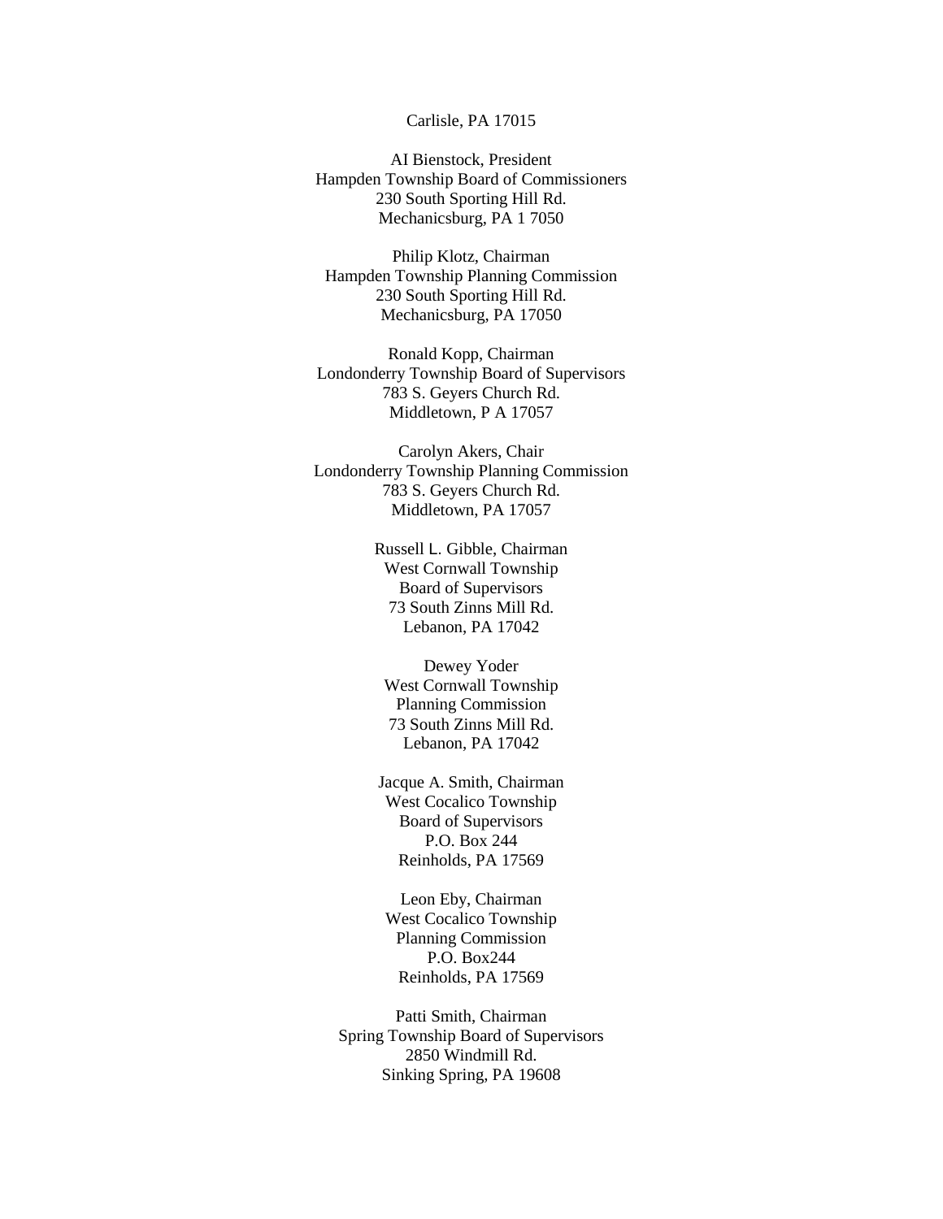Carlisle, PA 17015

AI Bienstock, President
Hampden Township Board of Commissioners
230 South Sporting Hill Rd.
Mechanicsburg, PA 1 7050

Philip Klotz, Chairman
Hampden Township Planning Commission
230 South Sporting Hill Rd.
Mechanicsburg, PA 17050

Ronald Kopp, Chairman
Londonderry Township Board of Supervisors
783 S. Geyers Church Rd.
Middletown, P A 17057

Carolyn Akers, Chair
Londonderry Township Planning Commission
783 S. Geyers Church Rd.
Middletown, PA 17057

Russell L. Gibble, Chairman
West Cornwall Township
Board of Supervisors
73 South Zinns Mill Rd.
Lebanon, PA 17042

Dewey Yoder
West Cornwall Township
Planning Commission
73 South Zinns Mill Rd.
Lebanon, PA 17042

Jacque A. Smith, Chairman
West Cocalico Township
Board of Supervisors
P.O. Box 244
Reinholds, PA 17569

Leon Eby, Chairman
West Cocalico Township
Planning Commission
P.O. Box244
Reinholds, PA 17569

Patti Smith, Chairman
Spring Township Board of Supervisors
2850 Windmill Rd.
Sinking Spring, PA 19608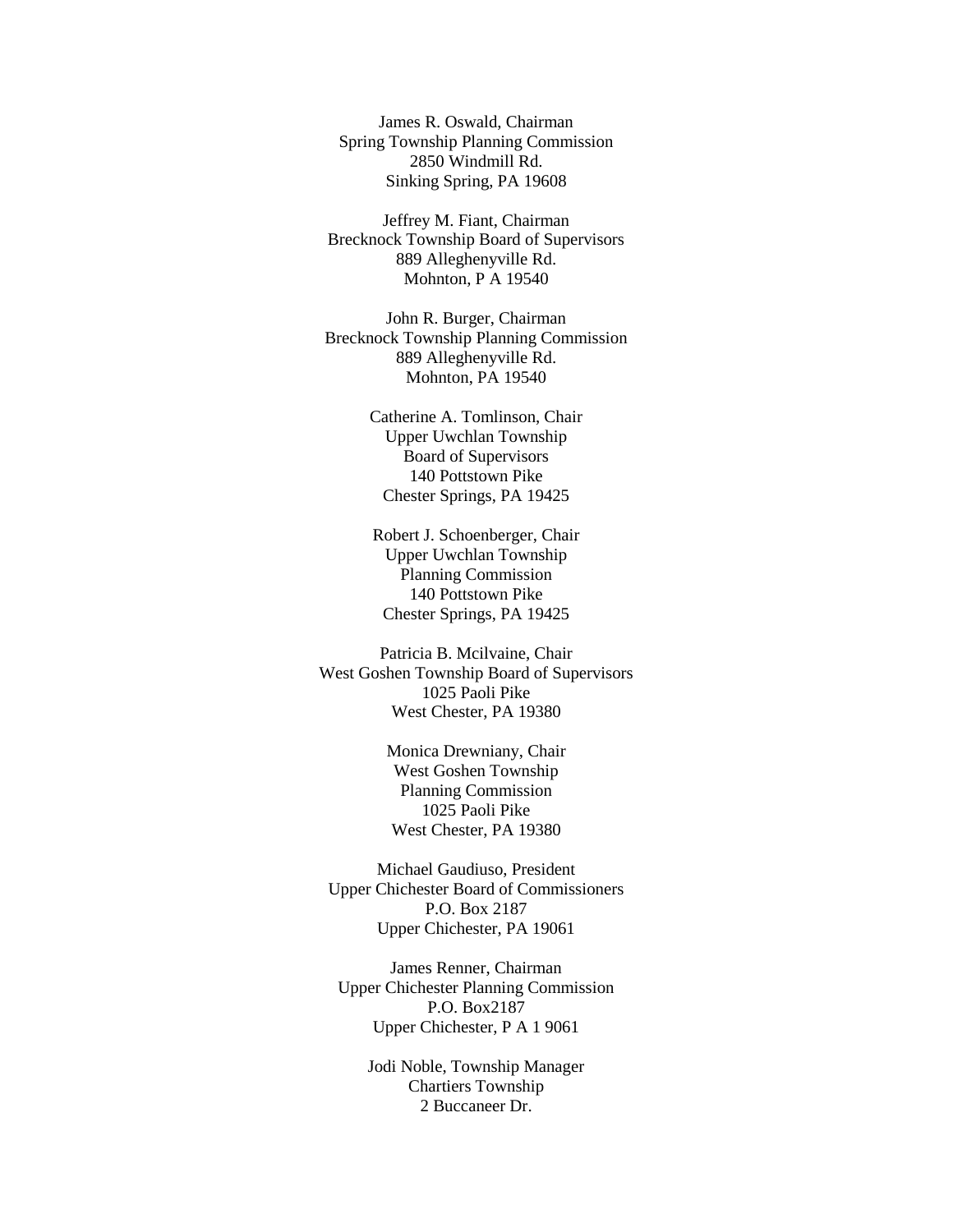James R. Oswald, Chairman
Spring Township Planning Commission
2850 Windmill Rd.
Sinking Spring, PA 19608

Jeffrey M. Fiant, Chairman
Brecknock Township Board of Supervisors
889 Alleghenyville Rd.
Mohnton, P A 19540

John R. Burger, Chairman
Brecknock Township Planning Commission
889 Alleghenyville Rd.
Mohnton, PA 19540

Catherine A. Tomlinson, Chair
Upper Uwchlan Township
Board of Supervisors
140 Pottstown Pike
Chester Springs, PA 19425

Robert J. Schoenberger, Chair
Upper Uwchlan Township
Planning Commission
140 Pottstown Pike
Chester Springs, PA 19425

Patricia B. Mcilvaine, Chair
West Goshen Township Board of Supervisors
1025 Paoli Pike
West Chester, PA 19380

Monica Drewniany, Chair
West Goshen Township
Planning Commission
1025 Paoli Pike
West Chester, PA 19380

Michael Gaudiuso, President
Upper Chichester Board of Commissioners
P.O. Box 2187
Upper Chichester, PA 19061

James Renner, Chairman
Upper Chichester Planning Commission
P.O. Box2187
Upper Chichester, P A 1 9061

Jodi Noble, Township Manager
Chartiers Township
2 Buccaneer Dr.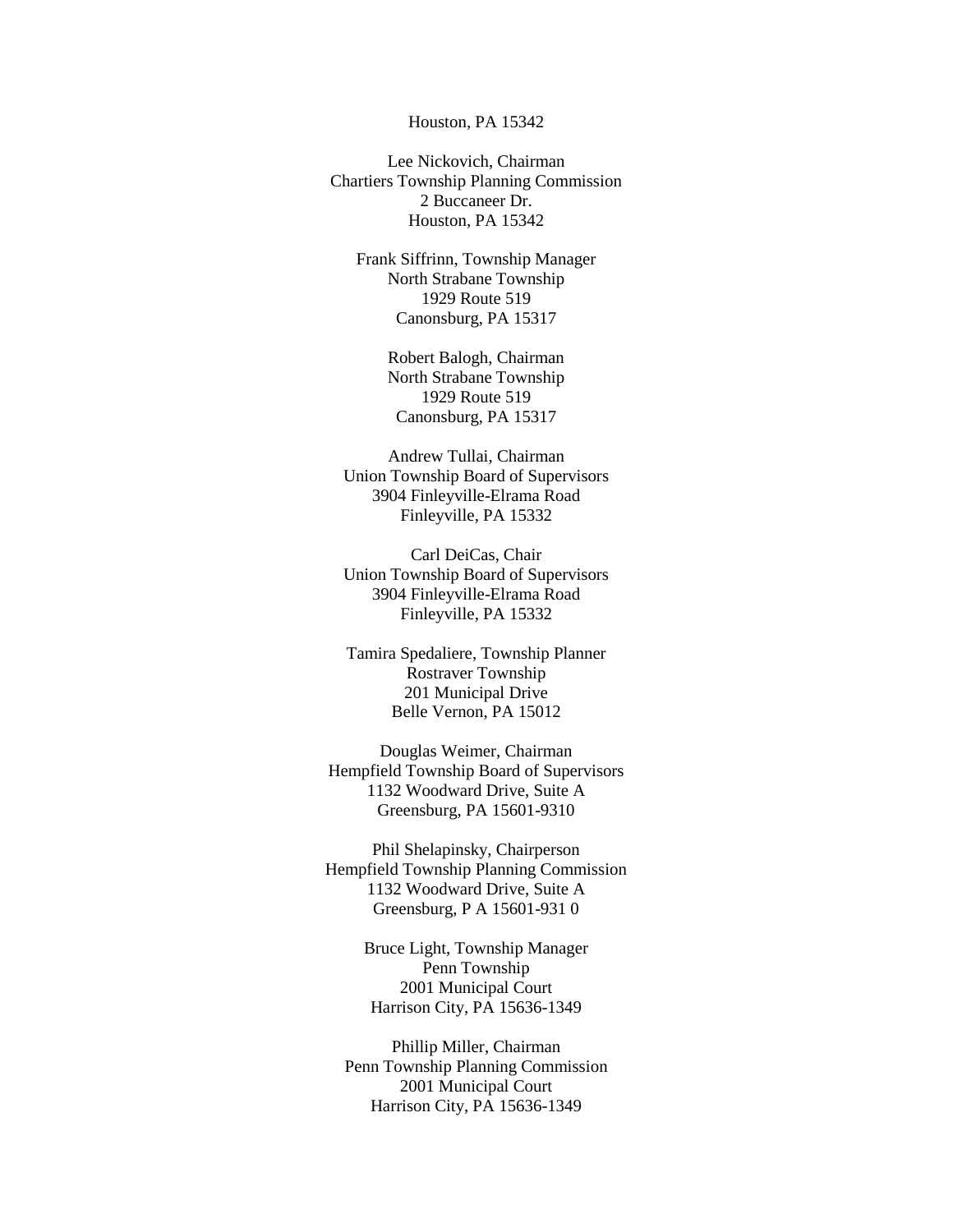Houston, PA 15342

Lee Nickovich, Chairman
Chartiers Township Planning Commission
2 Buccaneer Dr.
Houston, PA 15342

Frank Siffrinn, Township Manager
North Strabane Township
1929 Route 519
Canonsburg, PA 15317

Robert Balogh, Chairman
North Strabane Township
1929 Route 519
Canonsburg, PA 15317

Andrew Tullai, Chairman
Union Township Board of Supervisors
3904 Finleyville-Elrama Road
Finleyville, PA 15332

Carl DeiCas, Chair
Union Township Board of Supervisors
3904 Finleyville-Elrama Road
Finleyville, PA 15332

Tamira Spedaliere, Township Planner
Rostraver Township
201 Municipal Drive
Belle Vernon, PA 15012

Douglas Weimer, Chairman
Hempfield Township Board of Supervisors
1132 Woodward Drive, Suite A
Greensburg, PA 15601-9310

Phil Shelapinsky, Chairperson
Hempfield Township Planning Commission
1132 Woodward Drive, Suite A
Greensburg, P A 15601-931 0

Bruce Light, Township Manager
Penn Township
2001 Municipal Court
Harrison City, PA 15636-1349

Phillip Miller, Chairman
Penn Township Planning Commission
2001 Municipal Court
Harrison City, PA 15636-1349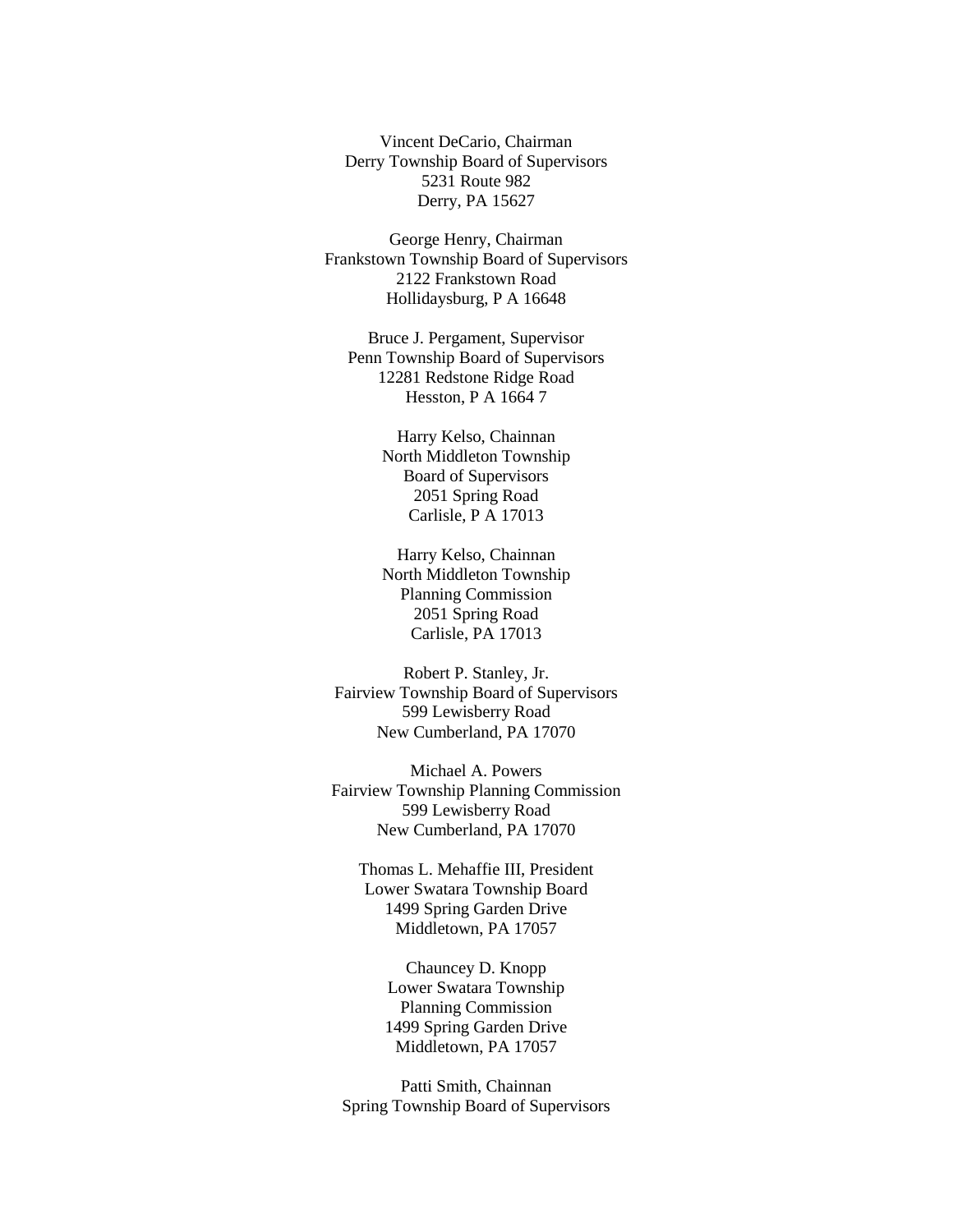Vincent DeCario, Chairman
Derry Township Board of Supervisors
5231 Route 982
Derry, PA 15627

George Henry, Chairman
Frankstown Township Board of Supervisors
2122 Frankstown Road
Hollidaysburg, P A 16648

Bruce J. Pergament, Supervisor
Penn Township Board of Supervisors
12281 Redstone Ridge Road
Hesston, P A 1664 7

Harry Kelso, Chainnan
North Middleton Township
Board of Supervisors
2051 Spring Road
Carlisle, P A 17013

Harry Kelso, Chainnan
North Middleton Township
Planning Commission
2051 Spring Road
Carlisle, PA 17013

Robert P. Stanley, Jr.
Fairview Township Board of Supervisors
599 Lewisberry Road
New Cumberland, PA 17070

Michael A. Powers
Fairview Township Planning Commission
599 Lewisberry Road
New Cumberland, PA 17070

Thomas L. Mehaffie III, President
Lower Swatara Township Board
1499 Spring Garden Drive
Middletown, PA 17057

Chauncey D. Knopp
Lower Swatara Township
Planning Commission
1499 Spring Garden Drive
Middletown, PA 17057

Patti Smith, Chainnan
Spring Township Board of Supervisors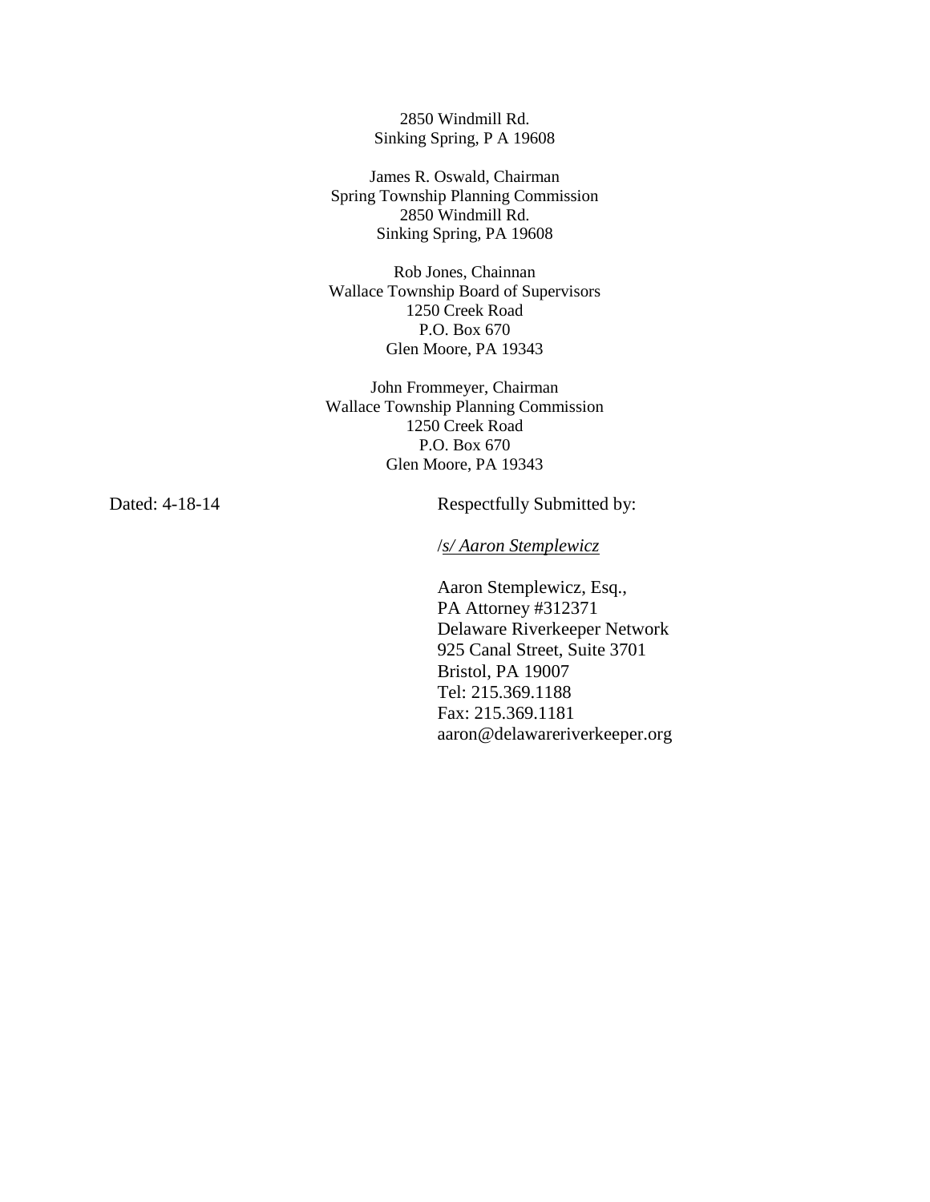2850 Windmill Rd.
Sinking Spring, P A 19608

James R. Oswald, Chairman
Spring Township Planning Commission
2850 Windmill Rd.
Sinking Spring, PA 19608

Rob Jones, Chainnan
Wallace Township Board of Supervisors
1250 Creek Road
P.O. Box 670
Glen Moore, PA 19343

John Frommeyer, Chairman
Wallace Township Planning Commission
1250 Creek Road
P.O. Box 670
Glen Moore, PA 19343

Dated: 4-18-14

Respectfully Submitted by:

/*s/ Aaron Stemplewicz*

Aaron Stemplewicz, Esq.,
PA Attorney #312371
Delaware Riverkeeper Network
925 Canal Street, Suite 3701
Bristol, PA 19007
Tel: 215.369.1188
Fax: 215.369.1181
aaron@delawareriverkeeper.org